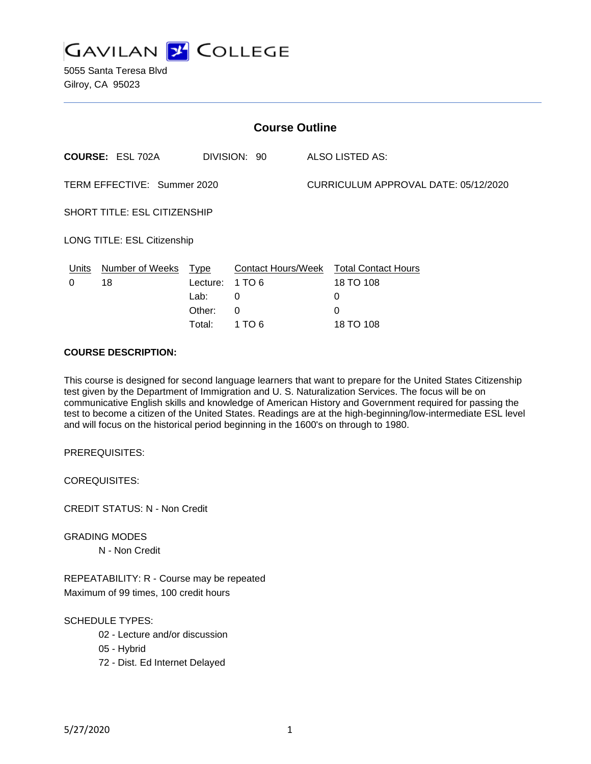# GAVILAN COLLEGE

5055 Santa Teresa Blvd
Gilroy, CA 95023

## Course Outline

**COURSE:** ESL 702A DIVISION: 90 ALSO LISTED AS:

TERM EFFECTIVE: Summer 2020 CURRICULUM APPROVAL DATE: 05/12/2020

SHORT TITLE: ESL CITIZENSHIP

LONG TITLE: ESL Citizenship

| Units | Number of Weeks | Type | Contact Hours/Week | Total Contact Hours |
|---|---|---|---|---|
| 0 | 18 | Lecture: | 1 TO 6 | 18 TO 108 |
| | | Lab: | 0 | 0 |
| | | Other: | 0 | 0 |
| | | Total: | 1 TO 6 | 18 TO 108 |

**COURSE DESCRIPTION:**

This course is designed for second language learners that want to prepare for the United States Citizenship test given by the Department of Immigration and U. S. Naturalization Services. The focus will be on communicative English skills and knowledge of American History and Government required for passing the test to become a citizen of the United States. Readings are at the high-beginning/low-intermediate ESL level and will focus on the historical period beginning in the 1600's on through to 1980.

PREREQUISITES:

COREQUISITES:

CREDIT STATUS: N - Non Credit

GRADING MODES

N - Non Credit

REPEATABILITY: R - Course may be repeated
Maximum of 99 times, 100 credit hours

SCHEDULE TYPES:

02 - Lecture and/or discussion
05 - Hybrid
72 - Dist. Ed Internet Delayed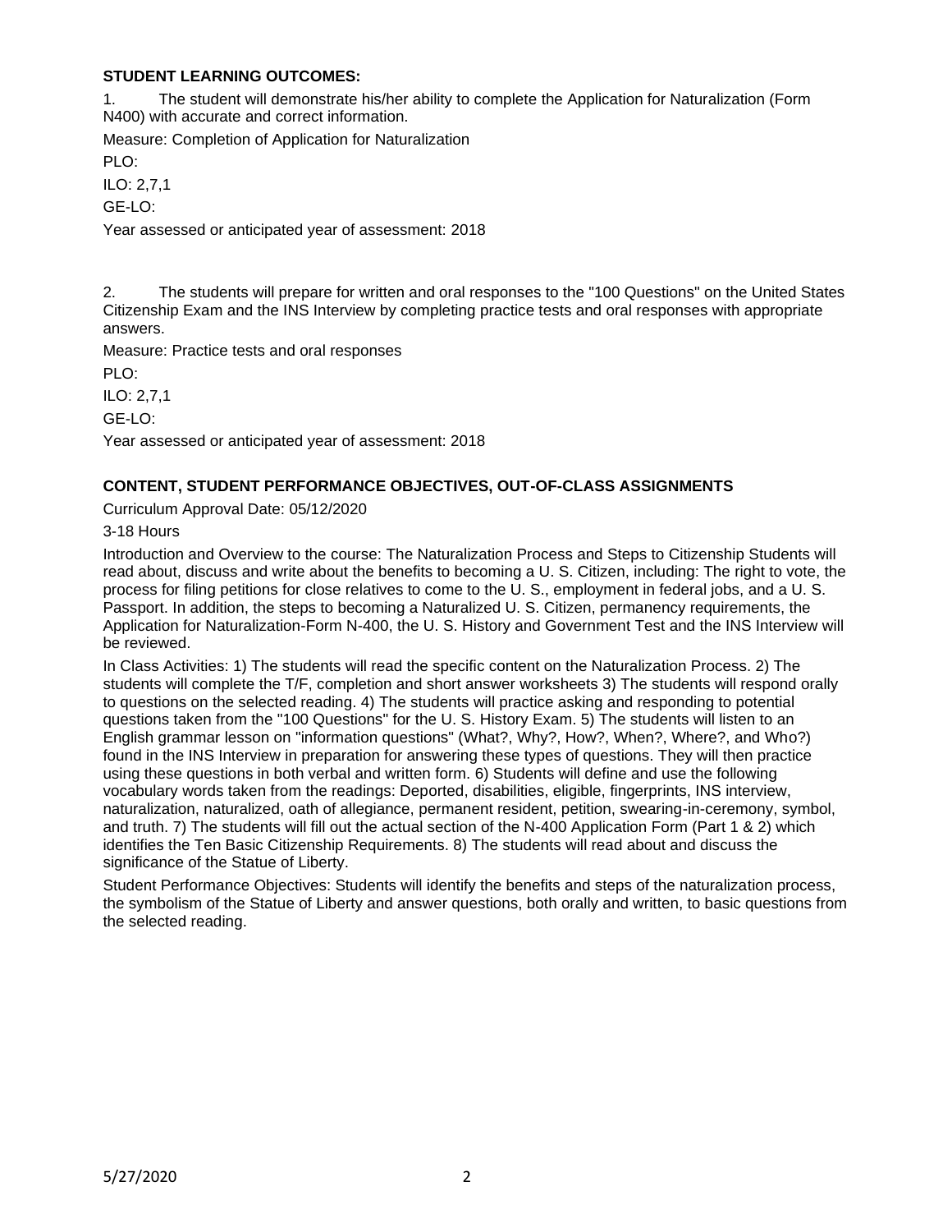**STUDENT LEARNING OUTCOMES:**

1. The student will demonstrate his/her ability to complete the Application for Naturalization (Form N400) with accurate and correct information.

Measure: Completion of Application for Naturalization

PLO:

ILO: 2,7,1

GE-LO:

Year assessed or anticipated year of assessment: 2018

2. The students will prepare for written and oral responses to the "100 Questions" on the United States Citizenship Exam and the INS Interview by completing practice tests and oral responses with appropriate answers.

Measure: Practice tests and oral responses

PLO:

ILO: 2,7,1

GE-LO:

Year assessed or anticipated year of assessment: 2018

**CONTENT, STUDENT PERFORMANCE OBJECTIVES, OUT-OF-CLASS ASSIGNMENTS**

Curriculum Approval Date: 05/12/2020

3-18 Hours

Introduction and Overview to the course: The Naturalization Process and Steps to Citizenship Students will read about, discuss and write about the benefits to becoming a U. S. Citizen, including: The right to vote, the process for filing petitions for close relatives to come to the U. S., employment in federal jobs, and a U. S. Passport. In addition, the steps to becoming a Naturalized U. S. Citizen, permanency requirements, the Application for Naturalization-Form N-400, the U. S. History and Government Test and the INS Interview will be reviewed.

In Class Activities: 1) The students will read the specific content on the Naturalization Process. 2) The students will complete the T/F, completion and short answer worksheets 3) The students will respond orally to questions on the selected reading. 4) The students will practice asking and responding to potential questions taken from the "100 Questions" for the U. S. History Exam. 5) The students will listen to an English grammar lesson on "information questions" (What?, Why?, How?, When?, Where?, and Who?) found in the INS Interview in preparation for answering these types of questions. They will then practice using these questions in both verbal and written form. 6) Students will define and use the following vocabulary words taken from the readings: Deported, disabilities, eligible, fingerprints, INS interview, naturalization, naturalized, oath of allegiance, permanent resident, petition, swearing-in-ceremony, symbol, and truth. 7) The students will fill out the actual section of the N-400 Application Form (Part 1 & 2) which identifies the Ten Basic Citizenship Requirements. 8) The students will read about and discuss the significance of the Statue of Liberty.

Student Performance Objectives: Students will identify the benefits and steps of the naturalization process, the symbolism of the Statue of Liberty and answer questions, both orally and written, to basic questions from the selected reading.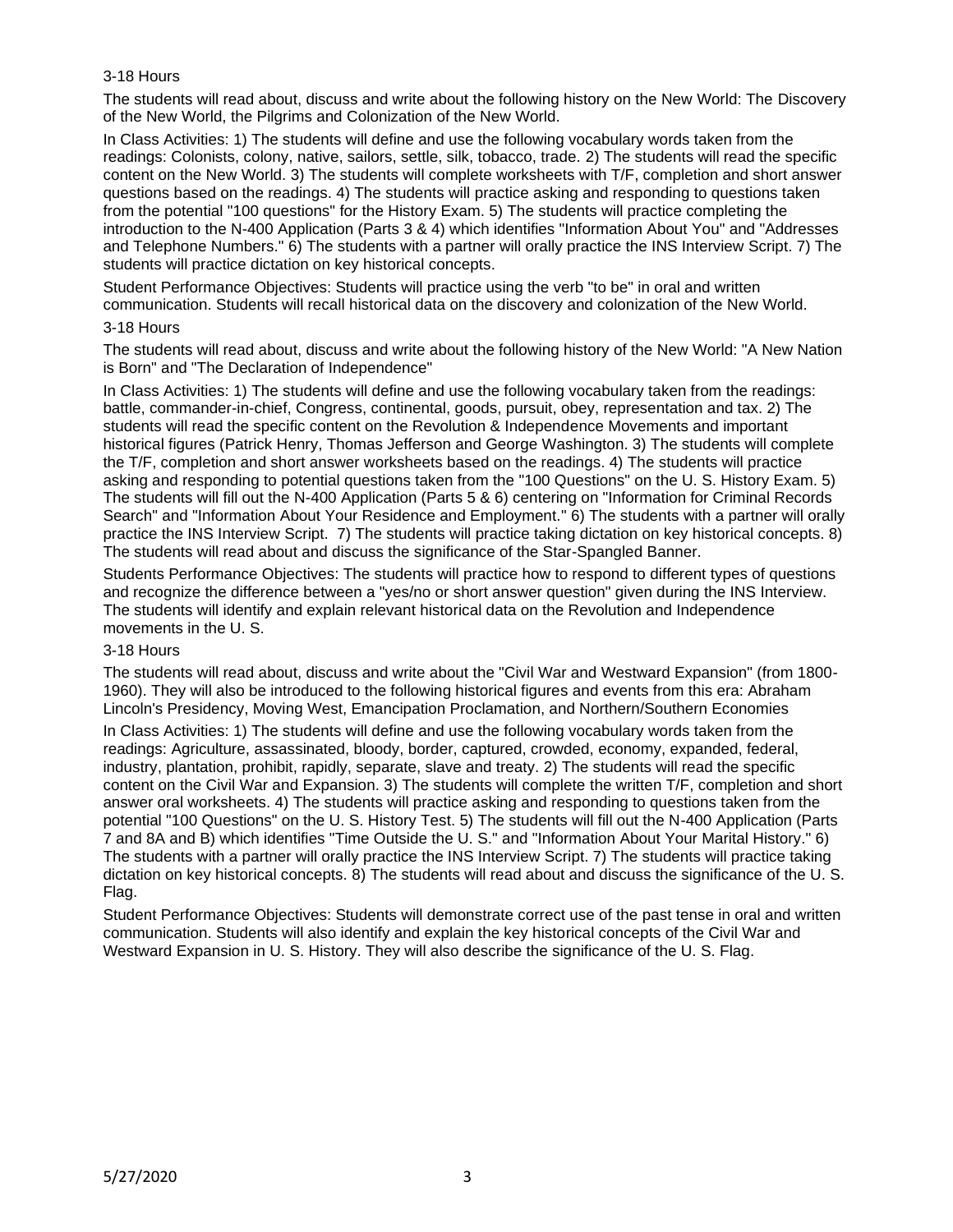3-18 Hours

The students will read about, discuss and write about the following history on the New World: The Discovery of the New World, the Pilgrims and Colonization of the New World.

In Class Activities: 1) The students will define and use the following vocabulary words taken from the readings: Colonists, colony, native, sailors, settle, silk, tobacco, trade. 2) The students will read the specific content on the New World. 3) The students will complete worksheets with T/F, completion and short answer questions based on the readings. 4) The students will practice asking and responding to questions taken from the potential "100 questions" for the History Exam. 5) The students will practice completing the introduction to the N-400 Application (Parts 3 & 4) which identifies "Information About You" and "Addresses and Telephone Numbers." 6) The students with a partner will orally practice the INS Interview Script. 7) The students will practice dictation on key historical concepts.

Student Performance Objectives: Students will practice using the verb "to be" in oral and written communication. Students will recall historical data on the discovery and colonization of the New World.

3-18 Hours

The students will read about, discuss and write about the following history of the New World: "A New Nation is Born" and "The Declaration of Independence"

In Class Activities: 1) The students will define and use the following vocabulary taken from the readings: battle, commander-in-chief, Congress, continental, goods, pursuit, obey, representation and tax. 2) The students will read the specific content on the Revolution & Independence Movements and important historical figures (Patrick Henry, Thomas Jefferson and George Washington. 3) The students will complete the T/F, completion and short answer worksheets based on the readings. 4) The students will practice asking and responding to potential questions taken from the "100 Questions" on the U. S. History Exam. 5) The students will fill out the N-400 Application (Parts 5 & 6) centering on "Information for Criminal Records Search" and "Information About Your Residence and Employment." 6) The students with a partner will orally practice the INS Interview Script. 7) The students will practice taking dictation on key historical concepts. 8) The students will read about and discuss the significance of the Star-Spangled Banner.

Students Performance Objectives: The students will practice how to respond to different types of questions and recognize the difference between a "yes/no or short answer question" given during the INS Interview. The students will identify and explain relevant historical data on the Revolution and Independence movements in the U. S.

3-18 Hours

The students will read about, discuss and write about the "Civil War and Westward Expansion" (from 1800-1960). They will also be introduced to the following historical figures and events from this era: Abraham Lincoln's Presidency, Moving West, Emancipation Proclamation, and Northern/Southern Economies

In Class Activities: 1) The students will define and use the following vocabulary words taken from the readings: Agriculture, assassinated, bloody, border, captured, crowded, economy, expanded, federal, industry, plantation, prohibit, rapidly, separate, slave and treaty. 2) The students will read the specific content on the Civil War and Expansion. 3) The students will complete the written T/F, completion and short answer oral worksheets. 4) The students will practice asking and responding to questions taken from the potential "100 Questions" on the U. S. History Test. 5) The students will fill out the N-400 Application (Parts 7 and 8A and B) which identifies "Time Outside the U. S." and "Information About Your Marital History." 6) The students with a partner will orally practice the INS Interview Script. 7) The students will practice taking dictation on key historical concepts. 8) The students will read about and discuss the significance of the U. S. Flag.

Student Performance Objectives: Students will demonstrate correct use of the past tense in oral and written communication. Students will also identify and explain the key historical concepts of the Civil War and Westward Expansion in U. S. History. They will also describe the significance of the U. S. Flag.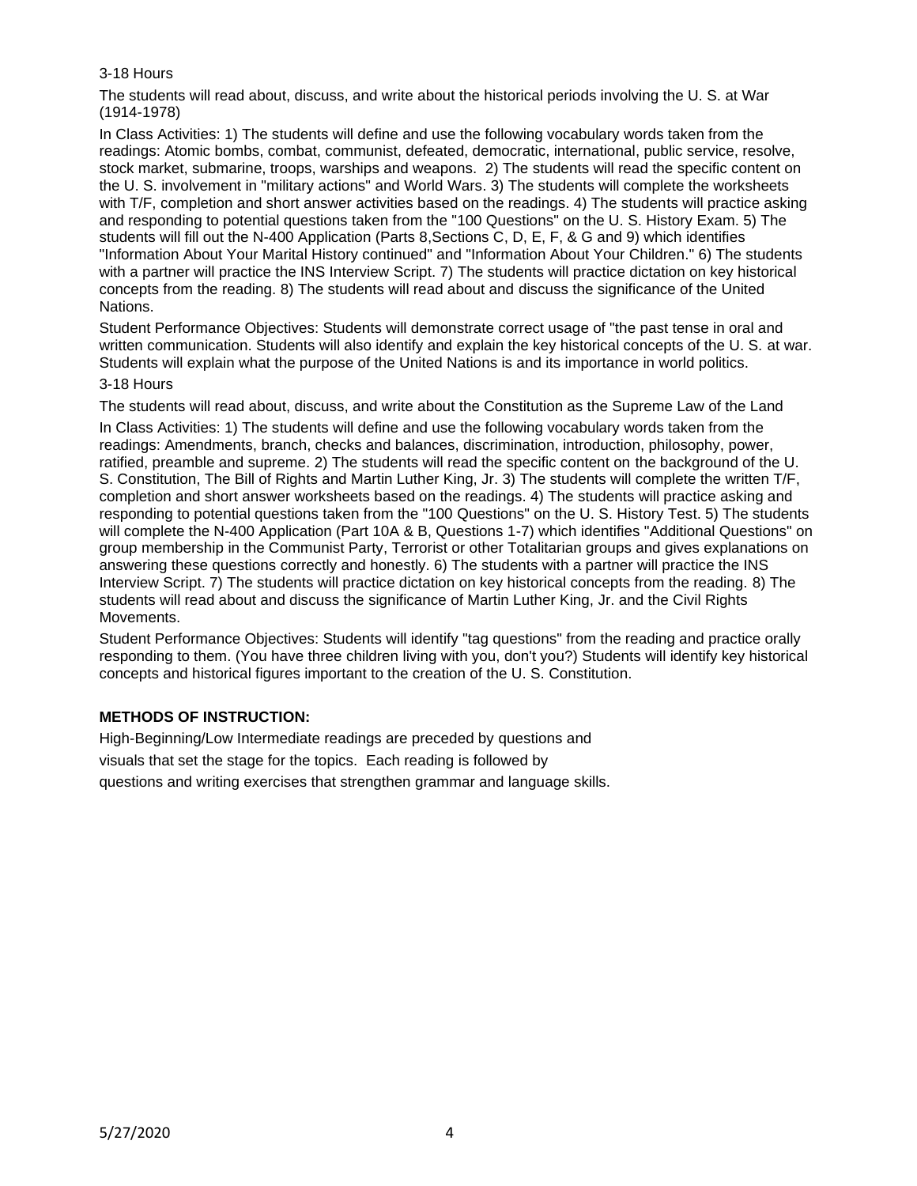3-18 Hours

The students will read about, discuss, and write about the historical periods involving the U. S. at War (1914-1978)

In Class Activities: 1) The students will define and use the following vocabulary words taken from the readings: Atomic bombs, combat, communist, defeated, democratic, international, public service, resolve, stock market, submarine, troops, warships and weapons. 2) The students will read the specific content on the U. S. involvement in "military actions" and World Wars. 3) The students will complete the worksheets with T/F, completion and short answer activities based on the readings. 4) The students will practice asking and responding to potential questions taken from the "100 Questions" on the U. S. History Exam. 5) The students will fill out the N-400 Application (Parts 8,Sections C, D, E, F, & G and 9) which identifies "Information About Your Marital History continued" and "Information About Your Children." 6) The students with a partner will practice the INS Interview Script. 7) The students will practice dictation on key historical concepts from the reading. 8) The students will read about and discuss the significance of the United Nations.

Student Performance Objectives: Students will demonstrate correct usage of "the past tense in oral and written communication. Students will also identify and explain the key historical concepts of the U. S. at war. Students will explain what the purpose of the United Nations is and its importance in world politics.

3-18 Hours

The students will read about, discuss, and write about the Constitution as the Supreme Law of the Land

In Class Activities: 1) The students will define and use the following vocabulary words taken from the readings: Amendments, branch, checks and balances, discrimination, introduction, philosophy, power, ratified, preamble and supreme. 2) The students will read the specific content on the background of the U. S. Constitution, The Bill of Rights and Martin Luther King, Jr. 3) The students will complete the written T/F, completion and short answer worksheets based on the readings. 4) The students will practice asking and responding to potential questions taken from the "100 Questions" on the U. S. History Test. 5) The students will complete the N-400 Application (Part 10A & B, Questions 1-7) which identifies "Additional Questions" on group membership in the Communist Party, Terrorist or other Totalitarian groups and gives explanations on answering these questions correctly and honestly. 6) The students with a partner will practice the INS Interview Script. 7) The students will practice dictation on key historical concepts from the reading. 8) The students will read about and discuss the significance of Martin Luther King, Jr. and the Civil Rights Movements.

Student Performance Objectives: Students will identify "tag questions" from the reading and practice orally responding to them. (You have three children living with you, don't you?) Students will identify key historical concepts and historical figures important to the creation of the U. S. Constitution.

## METHODS OF INSTRUCTION:

High-Beginning/Low Intermediate readings are preceded by questions and visuals that set the stage for the topics. Each reading is followed by questions and writing exercises that strengthen grammar and language skills.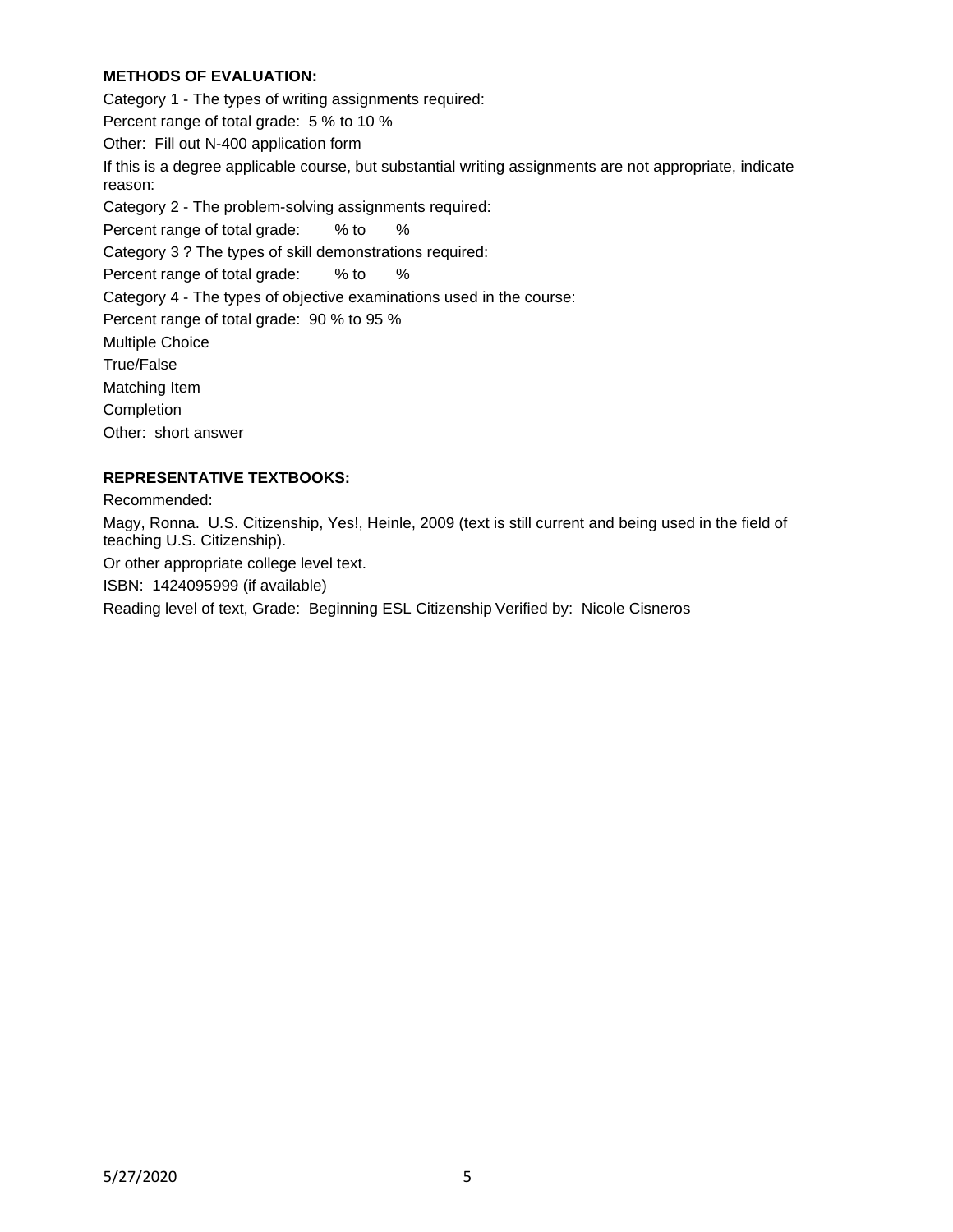**METHODS OF EVALUATION:**

Category 1 - The types of writing assignments required:

Percent range of total grade: 5 % to 10 %

Other: Fill out N-400 application form

If this is a degree applicable course, but substantial writing assignments are not appropriate, indicate reason:

Category 2 - The problem-solving assignments required:

Percent range of total grade: % to %

Category 3 ? The types of skill demonstrations required:

Percent range of total grade: % to %

Category 4 - The types of objective examinations used in the course:

Percent range of total grade: 90 % to 95 %

Multiple Choice

True/False

Matching Item

Completion

Other: short answer

**REPRESENTATIVE TEXTBOOKS:**

Recommended:

Magy, Ronna. U.S. Citizenship, Yes!, Heinle, 2009 (text is still current and being used in the field of teaching U.S. Citizenship).

Or other appropriate college level text.

ISBN: 1424095999 (if available)

Reading level of text, Grade: Beginning ESL Citizenship Verified by: Nicole Cisneros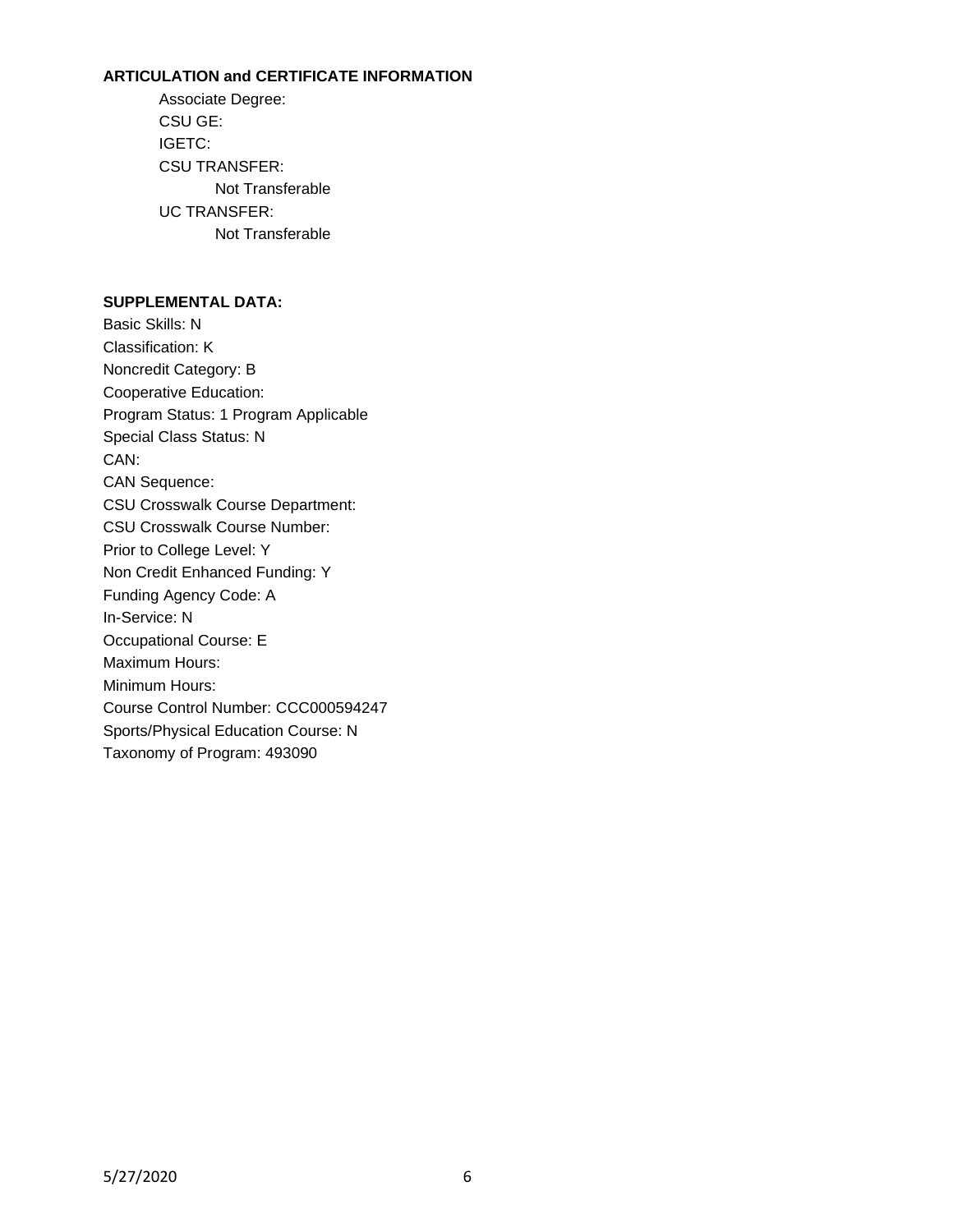**ARTICULATION and CERTIFICATE INFORMATION**

Associate Degree:
CSU GE:
IGETC:
CSU TRANSFER:
Not Transferable
UC TRANSFER:
Not Transferable

**SUPPLEMENTAL DATA:**

Basic Skills: N
Classification: K
Noncredit Category: B
Cooperative Education:
Program Status: 1 Program Applicable
Special Class Status: N
CAN:
CAN Sequence:
CSU Crosswalk Course Department:
CSU Crosswalk Course Number:
Prior to College Level: Y
Non Credit Enhanced Funding: Y
Funding Agency Code: A
In-Service: N
Occupational Course: E
Maximum Hours:
Minimum Hours:
Course Control Number: CCC000594247
Sports/Physical Education Course: N
Taxonomy of Program: 493090